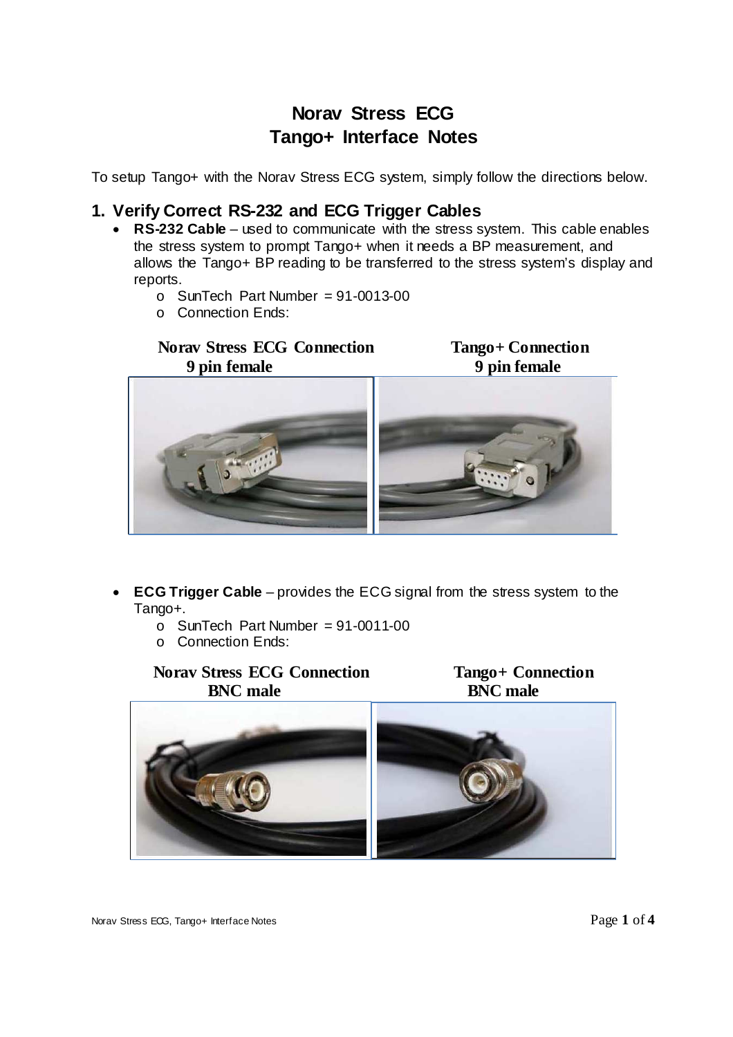# Norav Stress ECG
# Tango+ Interface Notes

To setup Tango+ with the Norav Stress ECG system, simply follow the directions below.

## 1. Verify Correct RS-232 and ECG Trigger Cables

- **RS-232 Cable** – used to communicate with the stress system. This cable enables the stress system to prompt Tango+ when it needs a BP measurement, and allows the Tango+ BP reading to be transferred to the stress system's display and reports.
  - SunTech Part Number = 91-0013-00
  - Connection Ends:

| Norav Stress ECG Connection | Tango+ Connection |
| --- | --- |
| 9 pin female | 9 pin female |

- **ECG Trigger Cable** – provides the ECG signal from the stress system to the Tango+.
  - SunTech Part Number = 91-0011-00
  - Connection Ends:

| Norav Stress ECG Connection | Tango+ Connection |
| --- | --- |
| BNC male | BNC male |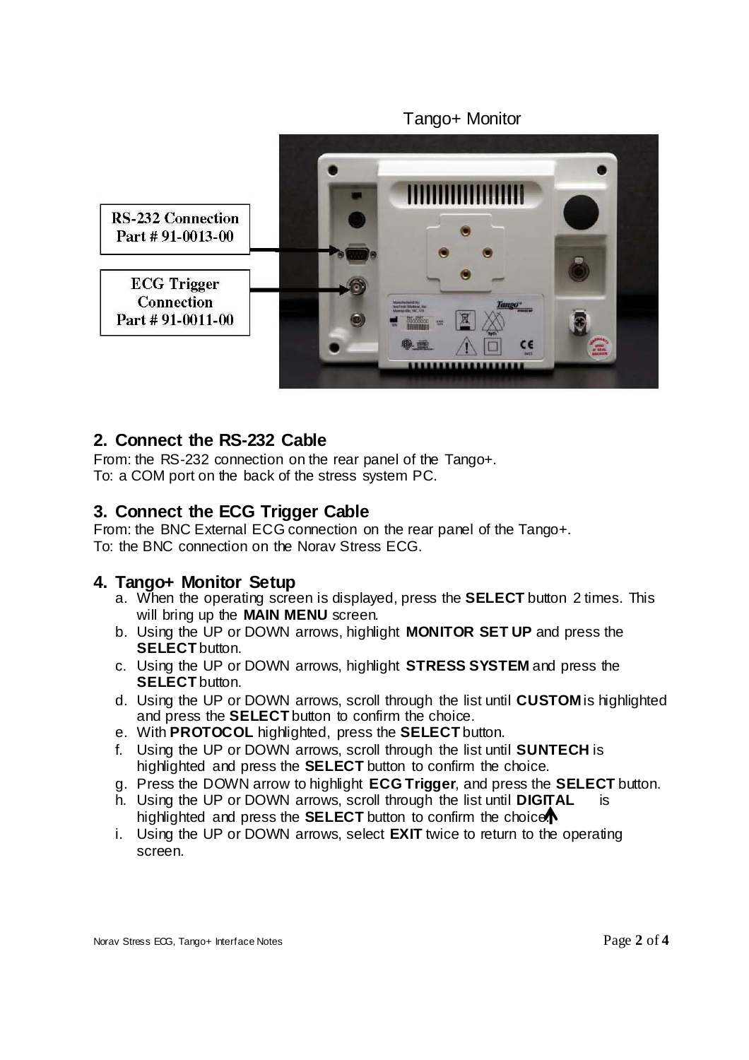Tango+ Monitor

RS-232 Connection
Part # 91-0013-00

ECG Trigger
Connection
Part # 91-0011-00

## 2. Connect the RS-232 Cable

From: the RS-232 connection on the rear panel of the Tango+.
To: a COM port on the back of the stress system PC.

## 3. Connect the ECG Trigger Cable

From: the BNC External ECG connection on the rear panel of the Tango+.
To: the BNC connection on the Norav Stress ECG.

## 4. Tango+ Monitor Setup

a. When the operating screen is displayed, press the **SELECT** button 2 times. This will bring up the **MAIN MENU** screen.
b. Using the UP or DOWN arrows, highlight **MONITOR SET UP** and press the **SELECT** button.
c. Using the UP or DOWN arrows, highlight **STRESS SYSTEM** and press the **SELECT** button.
d. Using the UP or DOWN arrows, scroll through the list until **CUSTOM** is highlighted and press the **SELECT** button to confirm the choice.
e. With **PROTOCOL** highlighted, press the **SELECT** button.
f. Using the UP or DOWN arrows, scroll through the list until **SUNTECH** is highlighted and press the **SELECT** button to confirm the choice.
g. Press the DOWN arrow to highlight **ECG Trigger**, and press the **SELECT** button.
h. Using the UP or DOWN arrows, scroll through the list until **DIGITAL** is highlighted and press the **SELECT** button to confirm the choice.
i. Using the UP or DOWN arrows, select **EXIT** twice to return to the operating screen.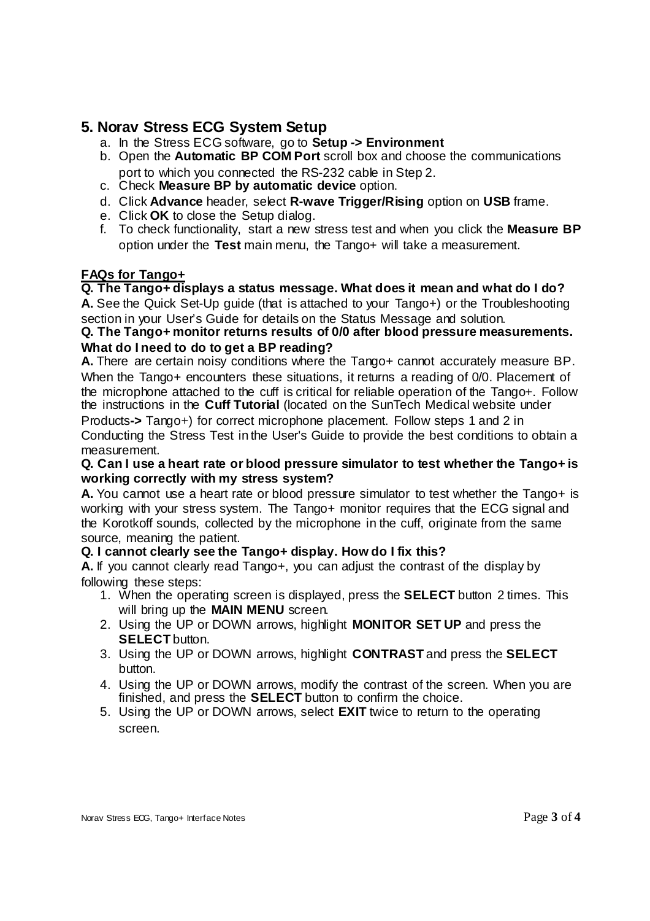## 5. Norav Stress ECG System Setup

a. In the Stress ECG software, go to **Setup -> Environment**
b. Open the **Automatic BP COM Port** scroll box and choose the communications port to which you connected the RS-232 cable in Step 2.
c. Check **Measure BP by automatic device** option.
d. Click **Advance** header, select **R-wave Trigger/Rising** option on **USB** frame.
e. Click **OK** to close the Setup dialog.
f. To check functionality, start a new stress test and when you click the **Measure BP** option under the **Test** main menu, the Tango+ will take a measurement.

**FAQs for Tango+**

**Q. The Tango+ displays a status message. What does it mean and what do I do?**
**A.** See the Quick Set-Up guide (that is attached to your Tango+) or the Troubleshooting section in your User's Guide for details on the Status Message and solution.

**Q. The Tango+ monitor returns results of 0/0 after blood pressure measurements. What do I need to do to get a BP reading?**
**A.** There are certain noisy conditions where the Tango+ cannot accurately measure BP. When the Tango+ encounters these situations, it returns a reading of 0/0. Placement of the microphone attached to the cuff is critical for reliable operation of the Tango+. Follow the instructions in the **Cuff Tutorial** (located on the SunTech Medical website under Products**->** Tango+) for correct microphone placement. Follow steps 1 and 2 in Conducting the Stress Test in the User's Guide to provide the best conditions to obtain a measurement.

**Q. Can I use a heart rate or blood pressure simulator to test whether the Tango+ is working correctly with my stress system?**
**A.** You cannot use a heart rate or blood pressure simulator to test whether the Tango+ is working with your stress system. The Tango+ monitor requires that the ECG signal and the Korotkoff sounds, collected by the microphone in the cuff, originate from the same source, meaning the patient.

**Q. I cannot clearly see the Tango+ display. How do I fix this?**
**A.** If you cannot clearly read Tango+, you can adjust the contrast of the display by following these steps:

1. When the operating screen is displayed, press the **SELECT** button 2 times. This will bring up the **MAIN MENU** screen.
2. Using the UP or DOWN arrows, highlight **MONITOR SET UP** and press the **SELECT** button.
3. Using the UP or DOWN arrows, highlight **CONTRAST** and press the **SELECT** button.
4. Using the UP or DOWN arrows, modify the contrast of the screen. When you are finished, and press the **SELECT** button to confirm the choice.
5. Using the UP or DOWN arrows, select **EXIT** twice to return to the operating screen.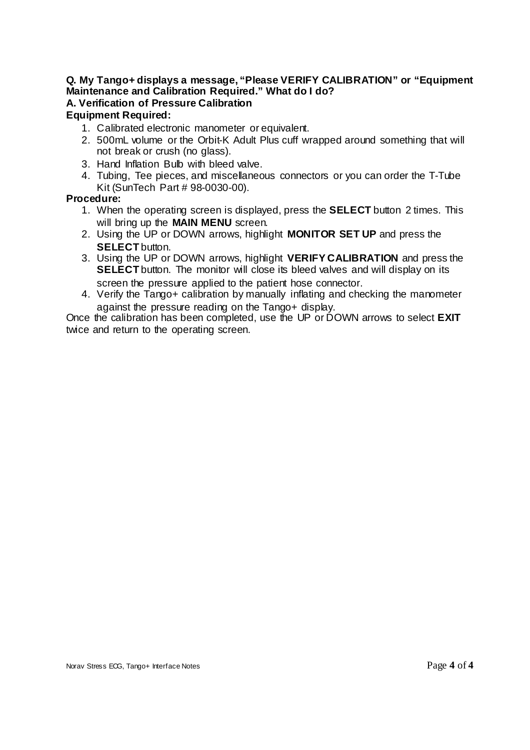**Q. My Tango+ displays a message, "Please VERIFY CALIBRATION" or "Equipment Maintenance and Calibration Required." What do I do?**

**A. Verification of Pressure Calibration**

**Equipment Required:**

1. Calibrated electronic manometer or equivalent.
2. 500mL volume or the Orbit-K Adult Plus cuff wrapped around something that will not break or crush (no glass).
3. Hand Inflation Bulb with bleed valve.
4. Tubing, Tee pieces, and miscellaneous connectors or you can order the T-Tube Kit (SunTech Part # 98-0030-00).

**Procedure:**

1. When the operating screen is displayed, press the **SELECT** button 2 times. This will bring up the **MAIN MENU** screen.
2. Using the UP or DOWN arrows, highlight **MONITOR SET UP** and press the **SELECT** button.
3. Using the UP or DOWN arrows, highlight **VERIFY CALIBRATION** and press the **SELECT** button. The monitor will close its bleed valves and will display on its screen the pressure applied to the patient hose connector.
4. Verify the Tango+ calibration by manually inflating and checking the manometer against the pressure reading on the Tango+ display.

Once the calibration has been completed, use the UP or DOWN arrows to select **EXIT** twice and return to the operating screen.